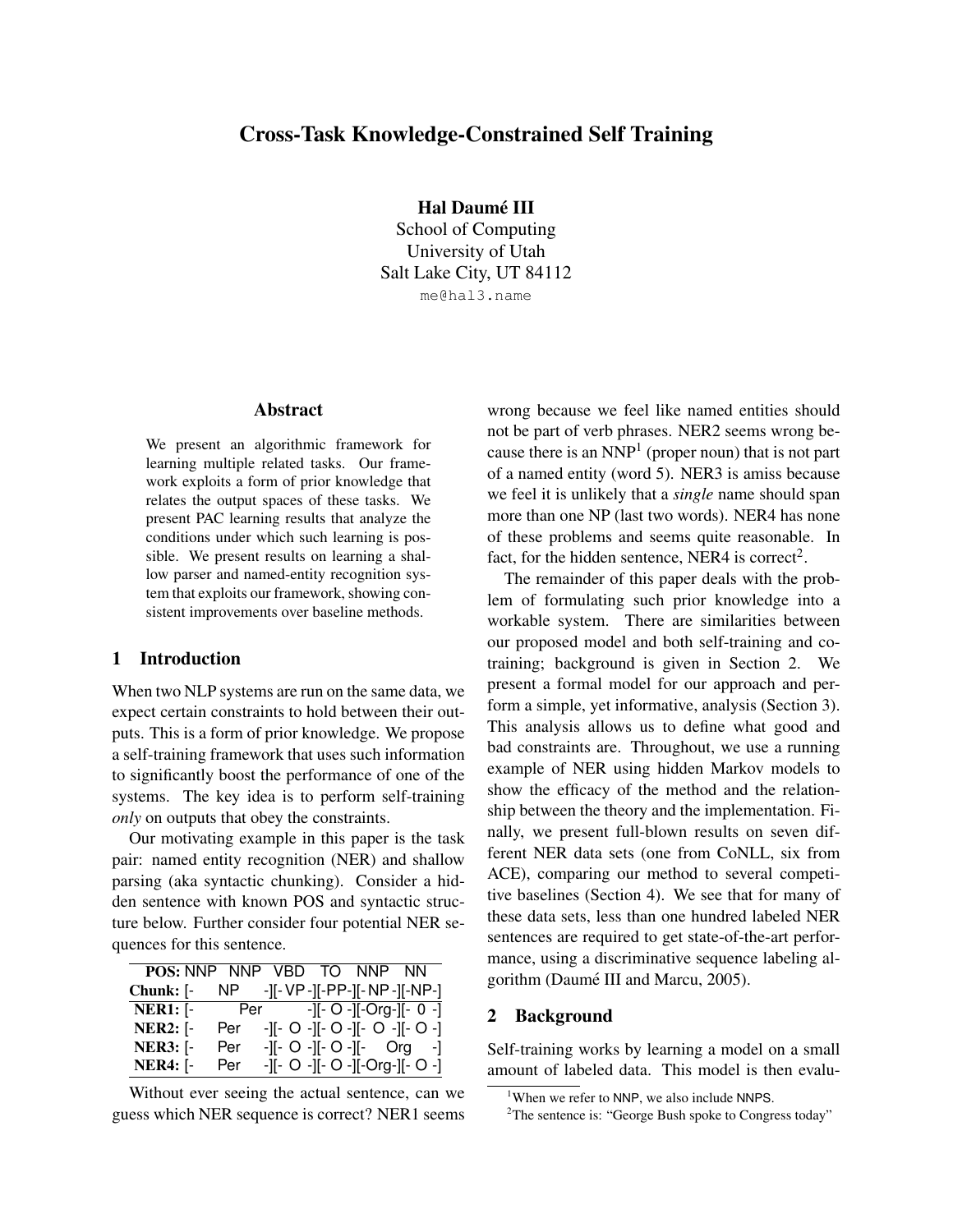# Cross-Task Knowledge-Constrained Self Training

**Hal Daumé III**
School of Computing
University of Utah
Salt Lake City, UT 84112
me@hal3.name

## Abstract

We present an algorithmic framework for learning multiple related tasks. Our framework exploits a form of prior knowledge that relates the output spaces of these tasks. We present PAC learning results that analyze the conditions under which such learning is possible. We present results on learning a shallow parser and named-entity recognition system that exploits our framework, showing consistent improvements over baseline methods.

## 1 Introduction

When two NLP systems are run on the same data, we expect certain constraints to hold between their outputs. This is a form of prior knowledge. We propose a self-training framework that uses such information to significantly boost the performance of one of the systems. The key idea is to perform self-training *only* on outputs that obey the constraints.

Our motivating example in this paper is the task pair: named entity recognition (NER) and shallow parsing (aka syntactic chunking). Consider a hidden sentence with known POS and syntactic structure below. Further consider four potential NER sequences for this sentence.

| | | | | | | |
|---|---|---|---|---|---|---|
| **POS:** | NNP | NNP | VBD | TO | NNP | NN |
| **Chunk:** | [- NP | -] | [- VP -] | [-PP-] | [- NP -] | [-NP-] |
| **NER1:** | [- Per | | -] | [- O -] | [-Org-] | [- 0 -] |
| **NER2:** | [- Per | -] | [- O -] | [- O -] | [- O -] | [- O -] |
| **NER3:** | [- Per | -] | [- O -] | [- O -] | [- Org | -] |
| **NER4:** | [- Per | -] | [- O -] | [- O -] | [-Org-] | [- O -] |

Without ever seeing the actual sentence, can we guess which NER sequence is correct? NER1 seems wrong because we feel like named entities should not be part of verb phrases. NER2 seems wrong because there is an NNP[1] (proper noun) that is not part of a named entity (word 5). NER3 is amiss because we feel it is unlikely that a *single* name should span more than one NP (last two words). NER4 has none of these problems and seems quite reasonable. In fact, for the hidden sentence, NER4 is correct[2].

The remainder of this paper deals with the problem of formulating such prior knowledge into a workable system. There are similarities between our proposed model and both self-training and co-training; background is given in Section 2. We present a formal model for our approach and perform a simple, yet informative, analysis (Section 3). This analysis allows us to define what good and bad constraints are. Throughout, we use a running example of NER using hidden Markov models to show the efficacy of the method and the relationship between the theory and the implementation. Finally, we present full-blown results on seven different NER data sets (one from CoNLL, six from ACE), comparing our method to several competitive baselines (Section 4). We see that for many of these data sets, less than one hundred labeled NER sentences are required to get state-of-the-art performance, using a discriminative sequence labeling algorithm (Daumé III and Marcu, 2005).

## 2 Background

Self-training works by learning a model on a small amount of labeled data. This model is then evalu-

[1] When we refer to NNP, we also include NNPS.

[2] The sentence is: "George Bush spoke to Congress today"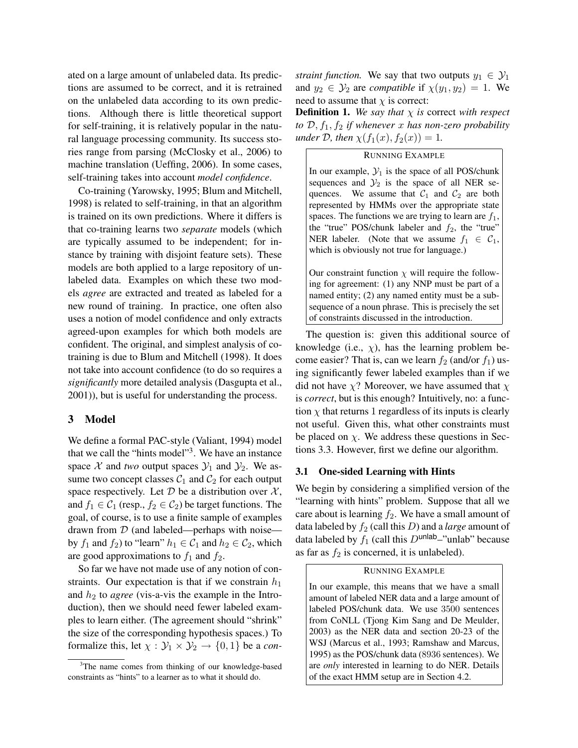ated on a large amount of unlabeled data. Its predictions are assumed to be correct, and it is retrained on the unlabeled data according to its own predictions. Although there is little theoretical support for self-training, it is relatively popular in the natural language processing community. Its success stories range from parsing (McClosky et al., 2006) to machine translation (Ueffing, 2006). In some cases, self-training takes into account *model confidence*.

Co-training (Yarowsky, 1995; Blum and Mitchell, 1998) is related to self-training, in that an algorithm is trained on its own predictions. Where it differs is that co-training learns two *separate* models (which are typically assumed to be independent; for instance by training with disjoint feature sets). These models are both applied to a large repository of unlabeled data. Examples on which these two models *agree* are extracted and treated as labeled for a new round of training. In practice, one often also uses a notion of model confidence and only extracts agreed-upon examples for which both models are confident. The original, and simplest analysis of co-training is due to Blum and Mitchell (1998). It does not take into account confidence (to do so requires a *significantly* more detailed analysis (Dasgupta et al., 2001)), but is useful for understanding the process.

## 3 Model

We define a formal PAC-style (Valiant, 1994) model that we call the "hints model"[3]. We have an instance space $\mathcal{X}$ and *two* output spaces $\mathcal{Y}_1$ and $\mathcal{Y}_2$. We assume two concept classes $\mathcal{C}_1$ and $\mathcal{C}_2$ for each output space respectively. Let $\mathcal{D}$ be a distribution over $\mathcal{X}$, and $f_1 \in \mathcal{C}_1$ (resp., $f_2 \in \mathcal{C}_2$) be target functions. The goal, of course, is to use a finite sample of examples drawn from $\mathcal{D}$ (and labeled—perhaps with noise—by $f_1$ and $f_2$) to "learn" $h_1 \in \mathcal{C}_1$ and $h_2 \in \mathcal{C}_2$, which are good approximations to $f_1$ and $f_2$.

So far we have not made use of any notion of constraints. Our expectation is that if we constrain $h_1$ and $h_2$ to *agree* (vis-a-vis the example in the Introduction), then we should need fewer labeled examples to learn either. (The agreement should "shrink" the size of the corresponding hypothesis spaces.) To formalize this, let $\chi : \mathcal{Y}_1 \times \mathcal{Y}_2 \rightarrow \{0, 1\}$ be a *constraint function.* We say that two outputs $y_1 \in \mathcal{Y}_1$ and $y_2 \in \mathcal{Y}_2$ are *compatible* if $\chi(y_1, y_2) = 1$. We need to assume that $\chi$ is correct:

**Definition 1.** *We say that $\chi$ is* correct *with respect to $\mathcal{D}, f_1, f_2$ if whenever $x$ has non-zero probability under $\mathcal{D}$, then $\chi(f_1(x), f_2(x)) = 1$.*

> RUNNING EXAMPLE
>
> In our example, $\mathcal{Y}_1$ is the space of all POS/chunk sequences and $\mathcal{Y}_2$ is the space of all NER sequences. We assume that $\mathcal{C}_1$ and $\mathcal{C}_2$ are both represented by HMMs over the appropriate state spaces. The functions we are trying to learn are $f_1$, the "true" POS/chunk labeler and $f_2$, the "true" NER labeler. (Note that we assume $f_1 \in \mathcal{C}_1$, which is obviously not true for language.)
>
> Our constraint function $\chi$ will require the following for agreement: (1) any NNP must be part of a named entity; (2) any named entity must be a subsequence of a noun phrase. This is precisely the set of constraints discussed in the introduction.

The question is: given this additional source of knowledge (i.e., $\chi$), has the learning problem become easier? That is, can we learn $f_2$ (and/or $f_1$) using significantly fewer labeled examples than if we did not have $\chi$? Moreover, we have assumed that $\chi$ is *correct*, but is this enough? Intuitively, no: a function $\chi$ that returns 1 regardless of its inputs is clearly not useful. Given this, what other constraints must be placed on $\chi$. We address these questions in Sections 3.3. However, first we define our algorithm.

### 3.1 One-sided Learning with Hints

We begin by considering a simplified version of the "learning with hints" problem. Suppose that all we care about is learning $f_2$. We have a small amount of data labeled by $f_2$ (call this $D$) and a *large* amount of data labeled by $f_1$ (call this $D^{\mathsf{unlab}}$–"unlab" because as far as $f_2$ is concerned, it is unlabeled).

> RUNNING EXAMPLE
>
> In our example, this means that we have a small amount of labeled NER data and a large amount of labeled POS/chunk data. We use 3500 sentences from CoNLL (Tjong Kim Sang and De Meulder, 2003) as the NER data and section 20-23 of the WSJ (Marcus et al., 1993; Ramshaw and Marcus, 1995) as the POS/chunk data (8936 sentences). We are *only* interested in learning to do NER. Details of the exact HMM setup are in Section 4.2.

[3] The name comes from thinking of our knowledge-based constraints as "hints" to a learner as to what it should do.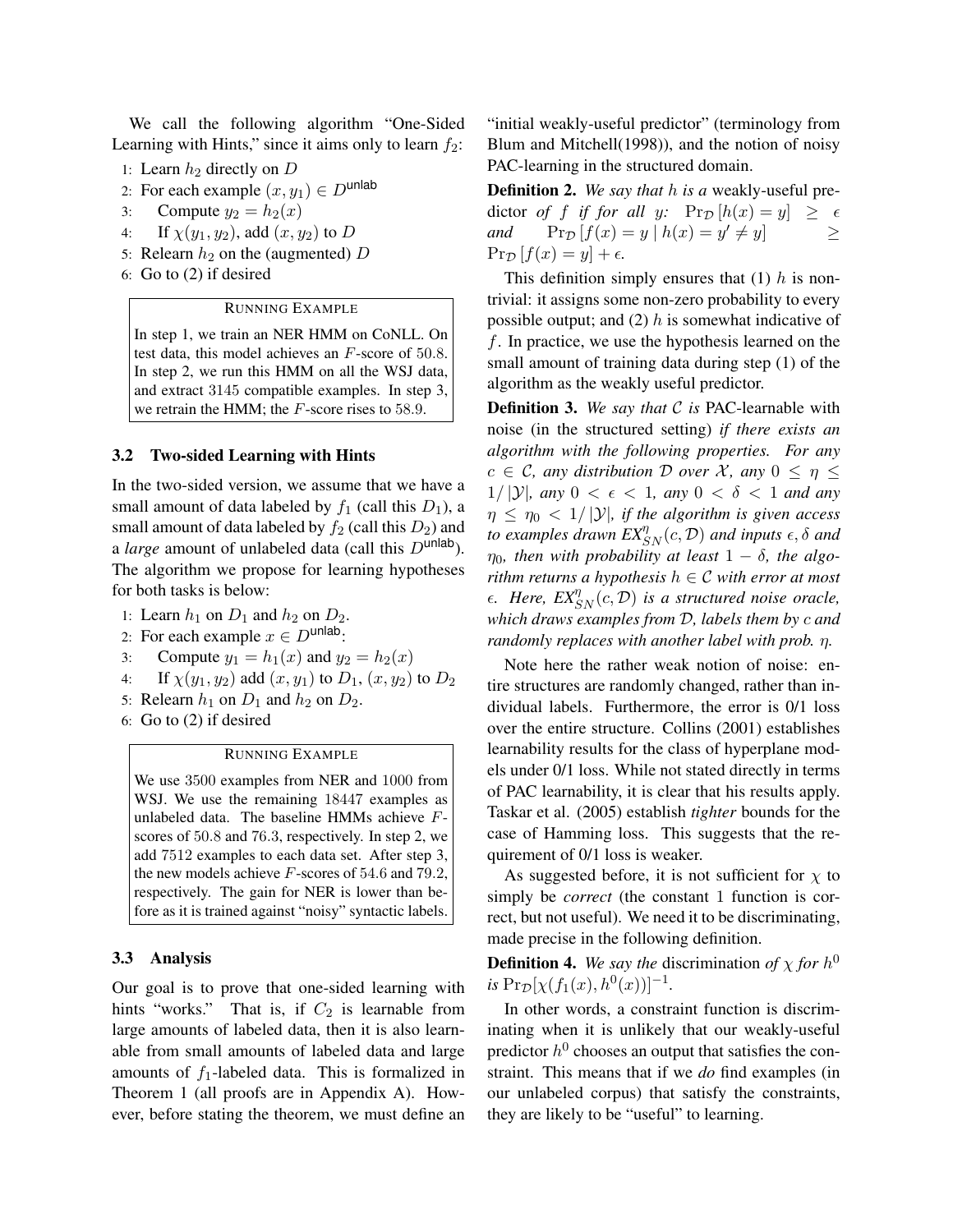We call the following algorithm "One-Sided Learning with Hints," since it aims only to learn $f_2$:

1: Learn $h_2$ directly on $D$
2: For each example $(x, y_1) \in D^{\text{unlab}}$
3: Compute $y_2 = h_2(x)$
4: If $\chi(y_1, y_2)$, add $(x, y_2)$ to $D$
5: Relearn $h_2$ on the (augmented) $D$
6: Go to (2) if desired

> RUNNING EXAMPLE
>
> In step 1, we train an NER HMM on CoNLL. On test data, this model achieves an $F$-score of 50.8. In step 2, we run this HMM on all the WSJ data, and extract 3145 compatible examples. In step 3, we retrain the HMM; the $F$-score rises to 58.9.

### 3.2 Two-sided Learning with Hints

In the two-sided version, we assume that we have a small amount of data labeled by $f_1$ (call this $D_1$), a small amount of data labeled by $f_2$ (call this $D_2$) and a *large* amount of unlabeled data (call this $D^{\text{unlab}}$). The algorithm we propose for learning hypotheses for both tasks is below:

1: Learn $h_1$ on $D_1$ and $h_2$ on $D_2$.
2: For each example $x \in D^{\text{unlab}}$:
3: Compute $y_1 = h_1(x)$ and $y_2 = h_2(x)$
4: If $\chi(y_1, y_2)$ add $(x, y_1)$ to $D_1$, $(x, y_2)$ to $D_2$
5: Relearn $h_1$ on $D_1$ and $h_2$ on $D_2$.
6: Go to (2) if desired

> RUNNING EXAMPLE
>
> We use 3500 examples from NER and 1000 from WSJ. We use the remaining 18447 examples as unlabeled data. The baseline HMMs achieve $F$-scores of 50.8 and 76.3, respectively. In step 2, we add 7512 examples to each data set. After step 3, the new models achieve $F$-scores of 54.6 and 79.2, respectively. The gain for NER is lower than before as it is trained against "noisy" syntactic labels.

### 3.3 Analysis

Our goal is to prove that one-sided learning with hints "works." That is, if $C_2$ is learnable from large amounts of labeled data, then it is also learnable from small amounts of labeled data and large amounts of $f_1$-labeled data. This is formalized in Theorem 1 (all proofs are in Appendix A). However, before stating the theorem, we must define an "initial weakly-useful predictor" (terminology from Blum and Mitchell(1998)), and the notion of noisy PAC-learning in the structured domain.

**Definition 2.** *We say that $h$ is a* weakly-useful predictor *of $f$ if for all $y$: $\Pr_{\mathcal{D}}[h(x) = y] \geq \epsilon$ and $\Pr_{\mathcal{D}}[f(x) = y \mid h(x) = y' \neq y] \geq \Pr_{\mathcal{D}}[f(x) = y] + \epsilon$.*

This definition simply ensures that (1) $h$ is nontrivial: it assigns some non-zero probability to every possible output; and (2) $h$ is somewhat indicative of $f$. In practice, we use the hypothesis learned on the small amount of training data during step (1) of the algorithm as the weakly useful predictor.

**Definition 3.** *We say that $\mathcal{C}$ is* PAC-learnable with noise *(in the structured setting) if there exists an algorithm with the following properties. For any $c \in \mathcal{C}$, any distribution $\mathcal{D}$ over $\mathcal{X}$, any $0 \leq \eta \leq 1/|\mathcal{Y}|$, any $0 < \epsilon < 1$, any $0 < \delta < 1$ and any $\eta \leq \eta_0 < 1/|\mathcal{Y}|$, if the algorithm is given access to examples drawn $EX^{\eta}_{SN}(c, \mathcal{D})$ and inputs $\epsilon, \delta$ and $\eta_0$, then with probability at least $1 - \delta$, the algorithm returns a hypothesis $h \in \mathcal{C}$ with error at most $\epsilon$. Here, $EX^{\eta}_{SN}(c, \mathcal{D})$ is a structured noise oracle, which draws examples from $\mathcal{D}$, labels them by $c$ and randomly replaces with another label with prob. $\eta$.*

Note here the rather weak notion of noise: entire structures are randomly changed, rather than individual labels. Furthermore, the error is 0/1 loss over the entire structure. Collins (2001) establishes learnability results for the class of hyperplane models under 0/1 loss. While not stated directly in terms of PAC learnability, it is clear that his results apply. Taskar et al. (2005) establish *tighter* bounds for the case of Hamming loss. This suggests that the requirement of 0/1 loss is weaker.

As suggested before, it is not sufficient for $\chi$ to simply be *correct* (the constant 1 function is correct, but not useful). We need it to be discriminating, made precise in the following definition.

**Definition 4.** *We say the* discrimination *of $\chi$ for $h^0$ is $\Pr_{\mathcal{D}}[\chi(f_1(x), h^0(x))]^{-1}$.*

In other words, a constraint function is discriminating when it is unlikely that our weakly-useful predictor $h^0$ chooses an output that satisfies the constraint. This means that if we *do* find examples (in our unlabeled corpus) that satisfy the constraints, they are likely to be "useful" to learning.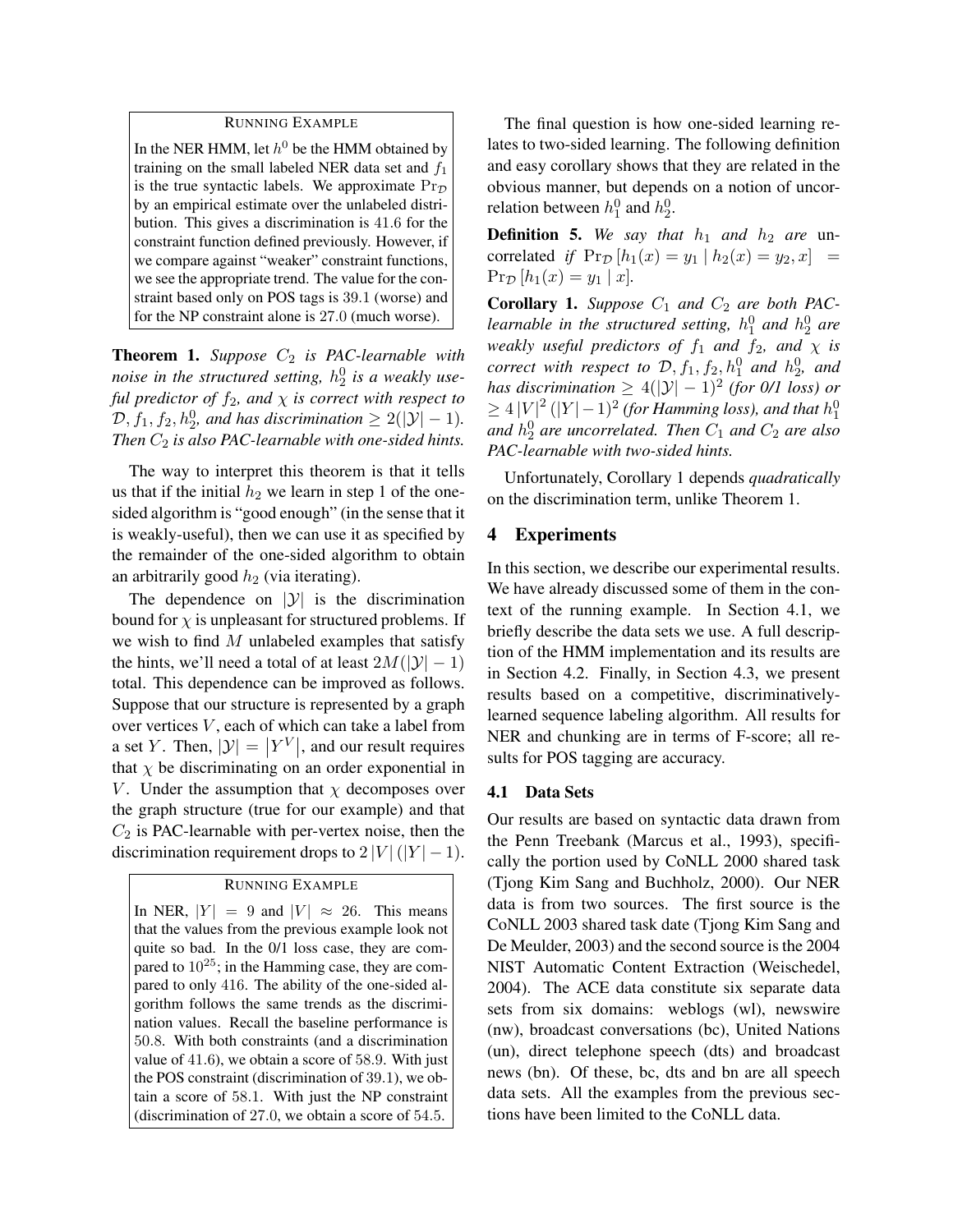> **RUNNING EXAMPLE**
>
> In the NER HMM, let $h^0$ be the HMM obtained by training on the small labeled NER data set and $f_1$ is the true syntactic labels. We approximate $\Pr_{\mathcal{D}}$ by an empirical estimate over the unlabeled distribution. This gives a discrimination is 41.6 for the constraint function defined previously. However, if we compare against "weaker" constraint functions, we see the appropriate trend. The value for the constraint based only on POS tags is 39.1 (worse) and for the NP constraint alone is 27.0 (much worse).

**Theorem 1.** *Suppose $C_2$ is PAC-learnable with noise in the structured setting, $h_2^0$ is a weakly useful predictor of $f_2$, and $\chi$ is correct with respect to $\mathcal{D}, f_1, f_2, h_2^0$, and has discrimination $\geq 2(|\mathcal{Y}| - 1)$. Then $C_2$ is also PAC-learnable with one-sided hints.*

The way to interpret this theorem is that it tells us that if the initial $h_2$ we learn in step 1 of the one-sided algorithm is "good enough" (in the sense that it is weakly-useful), then we can use it as specified by the remainder of the one-sided algorithm to obtain an arbitrarily good $h_2$ (via iterating).

The dependence on $|\mathcal{Y}|$ is the discrimination bound for $\chi$ is unpleasant for structured problems. If we wish to find $M$ unlabeled examples that satisfy the hints, we'll need a total of at least $2M(|\mathcal{Y}| - 1)$ total. This dependence can be improved as follows. Suppose that our structure is represented by a graph over vertices $V$, each of which can take a label from a set $Y$. Then, $|\mathcal{Y}| = |Y^V|$, and our result requires that $\chi$ be discriminating on an order exponential in $V$. Under the assumption that $\chi$ decomposes over the graph structure (true for our example) and that $C_2$ is PAC-learnable with per-vertex noise, then the discrimination requirement drops to $2|V|(|Y| - 1)$.

> **RUNNING EXAMPLE**
>
> In NER, $|Y| = 9$ and $|V| \approx 26$. This means that the values from the previous example look not quite so bad. In the 0/1 loss case, they are compared to $10^{25}$; in the Hamming case, they are compared to only 416. The ability of the one-sided algorithm follows the same trends as the discrimination values. Recall the baseline performance is 50.8. With both constraints (and a discrimination value of 41.6), we obtain a score of 58.9. With just the POS constraint (discrimination of 39.1), we obtain a score of 58.1. With just the NP constraint (discrimination of 27.0, we obtain a score of 54.5.

The final question is how one-sided learning relates to two-sided learning. The following definition and easy corollary shows that they are related in the obvious manner, but depends on a notion of uncorrelation between $h_1^0$ and $h_2^0$.

**Definition 5.** *We say that $h_1$ and $h_2$ are* uncorrelated *if $\Pr_{\mathcal{D}}[h_1(x) = y_1 \mid h_2(x) = y_2, x] = \Pr_{\mathcal{D}}[h_1(x) = y_1 \mid x]$.*

**Corollary 1.** *Suppose $C_1$ and $C_2$ are both PAC-learnable in the structured setting, $h_1^0$ and $h_2^0$ are weakly useful predictors of $f_1$ and $f_2$, and $\chi$ is correct with respect to $\mathcal{D}, f_1, f_2, h_1^0$ and $h_2^0$, and has discrimination $\geq 4(|\mathcal{Y}| - 1)^2$ (for 0/1 loss) or $\geq 4|V|^2(|Y| - 1)^2$ (for Hamming loss), and that $h_1^0$ and $h_2^0$ are uncorrelated. Then $C_1$ and $C_2$ are also PAC-learnable with two-sided hints.*

Unfortunately, Corollary 1 depends *quadratically* on the discrimination term, unlike Theorem 1.

## 4 Experiments

In this section, we describe our experimental results. We have already discussed some of them in the context of the running example. In Section 4.1, we briefly describe the data sets we use. A full description of the HMM implementation and its results are in Section 4.2. Finally, in Section 4.3, we present results based on a competitive, discriminatively-learned sequence labeling algorithm. All results for NER and chunking are in terms of F-score; all results for POS tagging are accuracy.

### 4.1 Data Sets

Our results are based on syntactic data drawn from the Penn Treebank (Marcus et al., 1993), specifically the portion used by CoNLL 2000 shared task (Tjong Kim Sang and Buchholz, 2000). Our NER data is from two sources. The first source is the CoNLL 2003 shared task date (Tjong Kim Sang and De Meulder, 2003) and the second source is the 2004 NIST Automatic Content Extraction (Weischedel, 2004). The ACE data constitute six separate data sets from six domains: weblogs (wl), newswire (nw), broadcast conversations (bc), United Nations (un), direct telephone speech (dts) and broadcast news (bn). Of these, bc, dts and bn are all speech data sets. All the examples from the previous sections have been limited to the CoNLL data.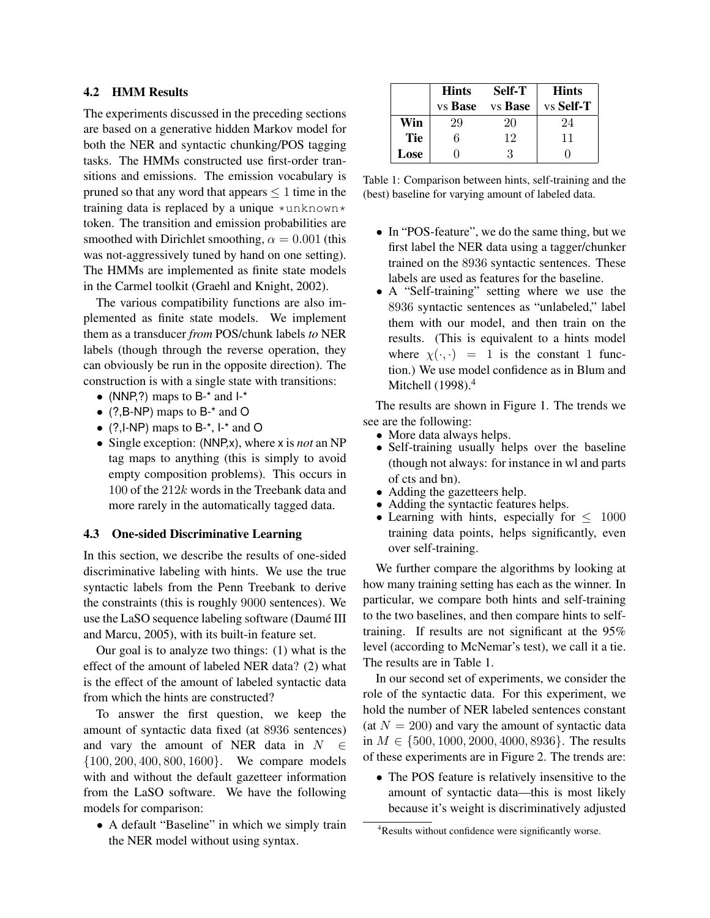### 4.2 HMM Results

The experiments discussed in the preceding sections are based on a generative hidden Markov model for both the NER and syntactic chunking/POS tagging tasks. The HMMs constructed use first-order transitions and emissions. The emission vocabulary is pruned so that any word that appears $\leq 1$ time in the training data is replaced by a unique `*unknown*` token. The transition and emission probabilities are smoothed with Dirichlet smoothing, $\alpha = 0.001$ (this was not-aggressively tuned by hand on one setting). The HMMs are implemented as finite state models in the Carmel toolkit (Graehl and Knight, 2002).

The various compatibility functions are also implemented as finite state models. We implement them as a transducer *from* POS/chunk labels *to* NER labels (though through the reverse operation, they can obviously be run in the opposite direction). The construction is with a single state with transitions:

- (NNP,?) maps to B-* and I-*
- (?,B-NP) maps to B-* and O
- (?,I-NP) maps to B-*, I-* and O
- Single exception: (NNP,x), where x is *not* an NP tag maps to anything (this is simply to avoid empty composition problems). This occurs in 100 of the $212k$ words in the Treebank data and more rarely in the automatically tagged data.

### 4.3 One-sided Discriminative Learning

In this section, we describe the results of one-sided discriminative labeling with hints. We use the true syntactic labels from the Penn Treebank to derive the constraints (this is roughly 9000 sentences). We use the LaSO sequence labeling software (Daumé III and Marcu, 2005), with its built-in feature set.

Our goal is to analyze two things: (1) what is the effect of the amount of labeled NER data? (2) what is the effect of the amount of labeled syntactic data from which the hints are constructed?

To answer the first question, we keep the amount of syntactic data fixed (at 8936 sentences) and vary the amount of NER data in $N \in \{100, 200, 400, 800, 1600\}$. We compare models with and without the default gazetteer information from the LaSO software. We have the following models for comparison:

- A default "Baseline" in which we simply train the NER model without using syntax.
- In "POS-feature", we do the same thing, but we first label the NER data using a tagger/chunker trained on the 8936 syntactic sentences. These labels are used as features for the baseline.
- A "Self-training" setting where we use the 8936 syntactic sentences as "unlabeled," label them with our model, and then train on the results. (This is equivalent to a hints model where $\chi(\cdot, \cdot) = 1$ is the constant 1 function.) We use model confidence as in Blum and Mitchell (1998).[4]

| | **Hints** vs **Base** | **Self-T** vs **Base** | **Hints** vs **Self-T** |
|---|---|---|---|
| **Win** | 29 | 20 | 24 |
| **Tie** | 6 | 12 | 11 |
| **Lose** | 0 | 3 | 0 |

Table 1: Comparison between hints, self-training and the (best) baseline for varying amount of labeled data.

The results are shown in Figure 1. The trends we see are the following:

- More data always helps.
- Self-training usually helps over the baseline (though not always: for instance in wl and parts of cts and bn).
- Adding the gazetteers help.
- Adding the syntactic features helps.
- Learning with hints, especially for $\leq 1000$ training data points, helps significantly, even over self-training.

We further compare the algorithms by looking at how many training setting has each as the winner. In particular, we compare both hints and self-training to the two baselines, and then compare hints to self-training. If results are not significant at the 95% level (according to McNemar's test), we call it a tie. The results are in Table 1.

In our second set of experiments, we consider the role of the syntactic data. For this experiment, we hold the number of NER labeled sentences constant (at $N = 200$) and vary the amount of syntactic data in $M \in \{500, 1000, 2000, 4000, 8936\}$. The results of these experiments are in Figure 2. The trends are:

- The POS feature is relatively insensitive to the amount of syntactic data—this is most likely because it's weight is discriminatively adjusted

[4] Results without confidence were significantly worse.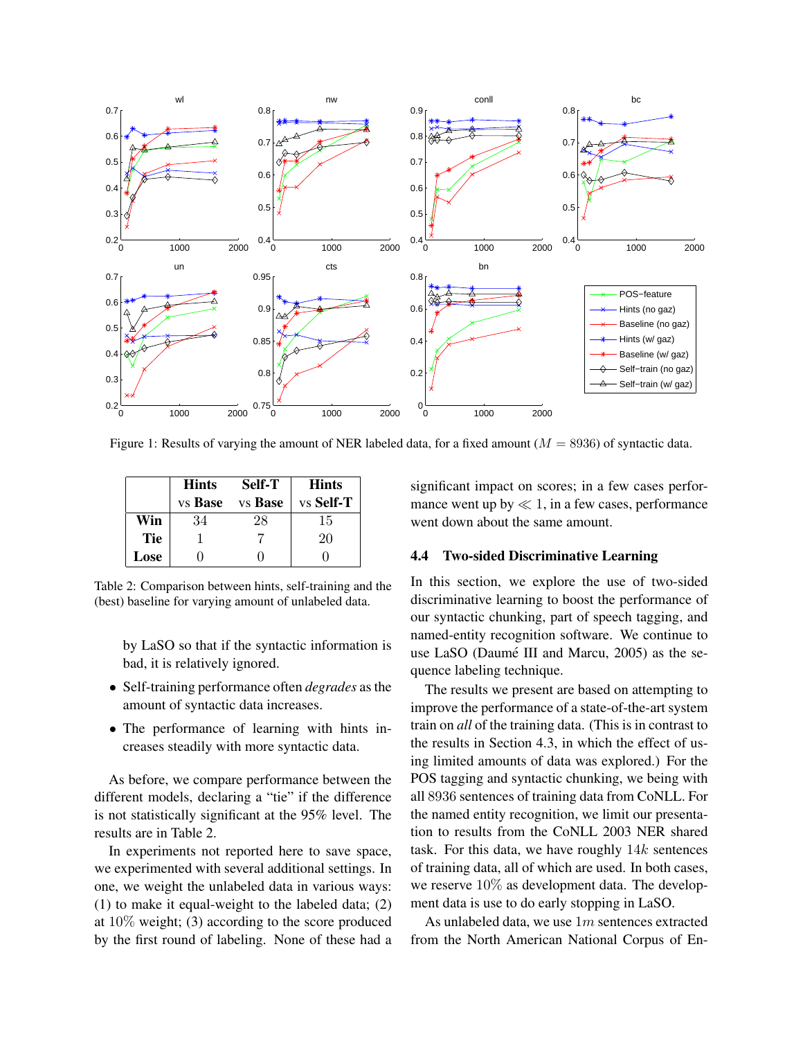Figure 1: Results of varying the amount of NER labeled data, for a fixed amount ($M = 8936$) of syntactic data.

| | **Hints** vs **Base** | **Self-T** vs **Base** | **Hints** vs **Self-T** |
|---|---|---|---|
| **Win** | 34 | 28 | 15 |
| **Tie** | 1 | 7 | 20 |
| **Lose** | 0 | 0 | 0 |

Table 2: Comparison between hints, self-training and the (best) baseline for varying amount of unlabeled data.

by LaSO so that if the syntactic information is bad, it is relatively ignored.

- Self-training performance often *degrades* as the amount of syntactic data increases.
- The performance of learning with hints increases steadily with more syntactic data.

As before, we compare performance between the different models, declaring a "tie" if the difference is not statistically significant at the 95% level. The results are in Table 2.

In experiments not reported here to save space, we experimented with several additional settings. In one, we weight the unlabeled data in various ways: (1) to make it equal-weight to the labeled data; (2) at 10% weight; (3) according to the score produced by the first round of labeling. None of these had a significant impact on scores; in a few cases performance went up by $\ll 1$, in a few cases, performance went down about the same amount.

### 4.4 Two-sided Discriminative Learning

In this section, we explore the use of two-sided discriminative learning to boost the performance of our syntactic chunking, part of speech tagging, and named-entity recognition software. We continue to use LaSO (Daumé III and Marcu, 2005) as the sequence labeling technique.

The results we present are based on attempting to improve the performance of a state-of-the-art system train on *all* of the training data. (This is in contrast to the results in Section 4.3, in which the effect of using limited amounts of data was explored.) For the POS tagging and syntactic chunking, we being with all 8936 sentences of training data from CoNLL. For the named entity recognition, we limit our presentation to results from the CoNLL 2003 NER shared task. For this data, we have roughly $14k$ sentences of training data, all of which are used. In both cases, we reserve 10% as development data. The development data is use to do early stopping in LaSO.

As unlabeled data, we use $1m$ sentences extracted from the North American National Corpus of En-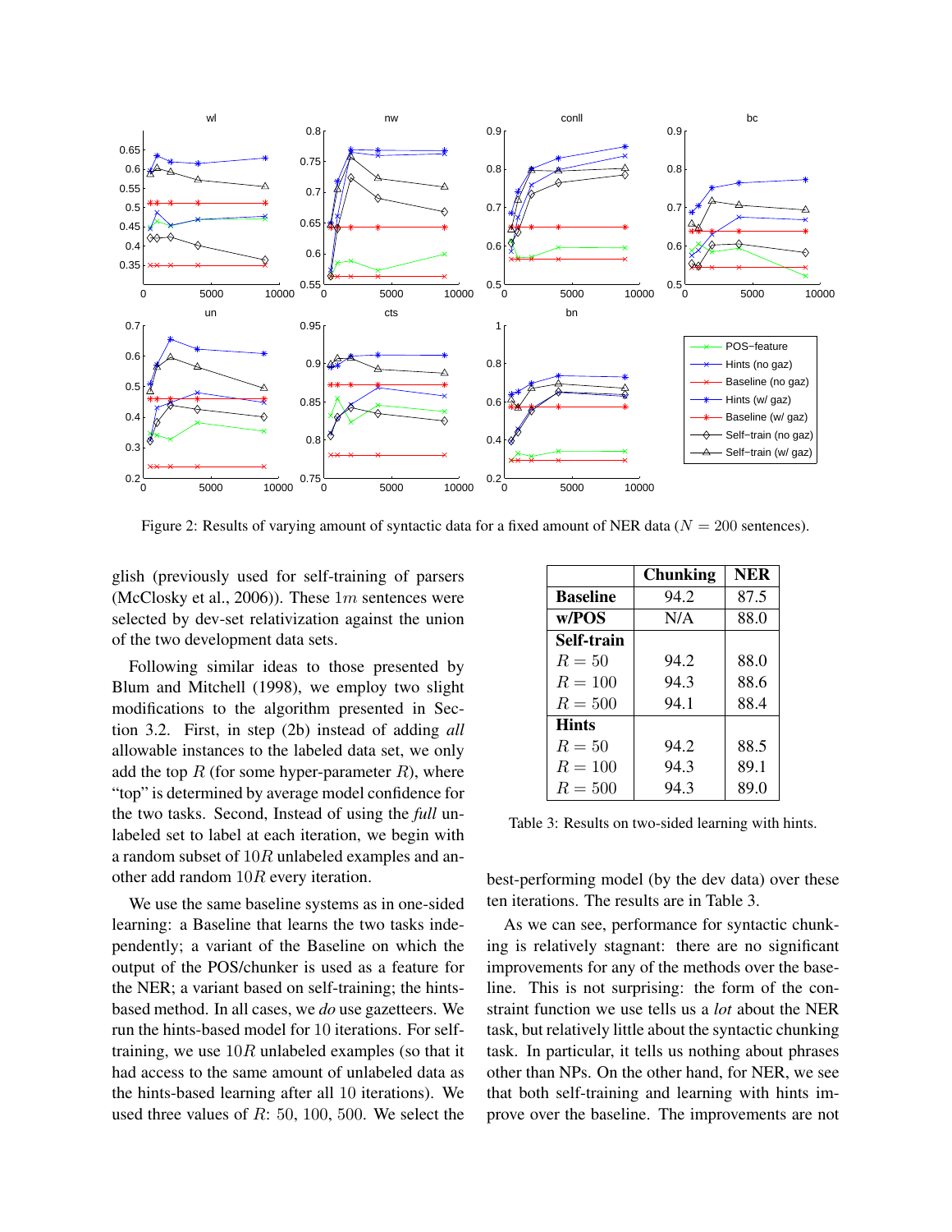Figure 2: Results of varying amount of syntactic data for a fixed amount of NER data ($N = 200$ sentences).

glish (previously used for self-training of parsers (McClosky et al., 2006)). These $1m$ sentences were selected by dev-set relativization against the union of the two development data sets.

Following similar ideas to those presented by Blum and Mitchell (1998), we employ two slight modifications to the algorithm presented in Section 3.2. First, in step (2b) instead of adding *all* allowable instances to the labeled data set, we only add the top $R$ (for some hyper-parameter $R$), where "top" is determined by average model confidence for the two tasks. Second, Instead of using the *full* unlabeled set to label at each iteration, we begin with a random subset of $10R$ unlabeled examples and another add random $10R$ every iteration.

We use the same baseline systems as in one-sided learning: a Baseline that learns the two tasks independently; a variant of the Baseline on which the output of the POS/chunker is used as a feature for the NER; a variant based on self-training; the hints-based method. In all cases, we *do* use gazetteers. We run the hints-based model for 10 iterations. For self-training, we use $10R$ unlabeled examples (so that it had access to the same amount of unlabeled data as the hints-based learning after all 10 iterations). We used three values of $R$: 50, 100, 500. We select the best-performing model (by the dev data) over these ten iterations. The results are in Table 3.

| | **Chunking** | **NER** |
|---|---|---|
| **Baseline** | 94.2 | 87.5 |
| **w/POS** | N/A | 88.0 |
| **Self-train** | | |
| $R = 50$ | 94.2 | 88.0 |
| $R = 100$ | 94.3 | 88.6 |
| $R = 500$ | 94.1 | 88.4 |
| **Hints** | | |
| $R = 50$ | 94.2 | 88.5 |
| $R = 100$ | 94.3 | 89.1 |
| $R = 500$ | 94.3 | 89.0 |

Table 3: Results on two-sided learning with hints.

As we can see, performance for syntactic chunking is relatively stagnant: there are no significant improvements for any of the methods over the baseline. This is not surprising: the form of the constraint function we use tells us a *lot* about the NER task, but relatively little about the syntactic chunking task. In particular, it tells us nothing about phrases other than NPs. On the other hand, for NER, we see that both self-training and learning with hints improve over the baseline. The improvements are not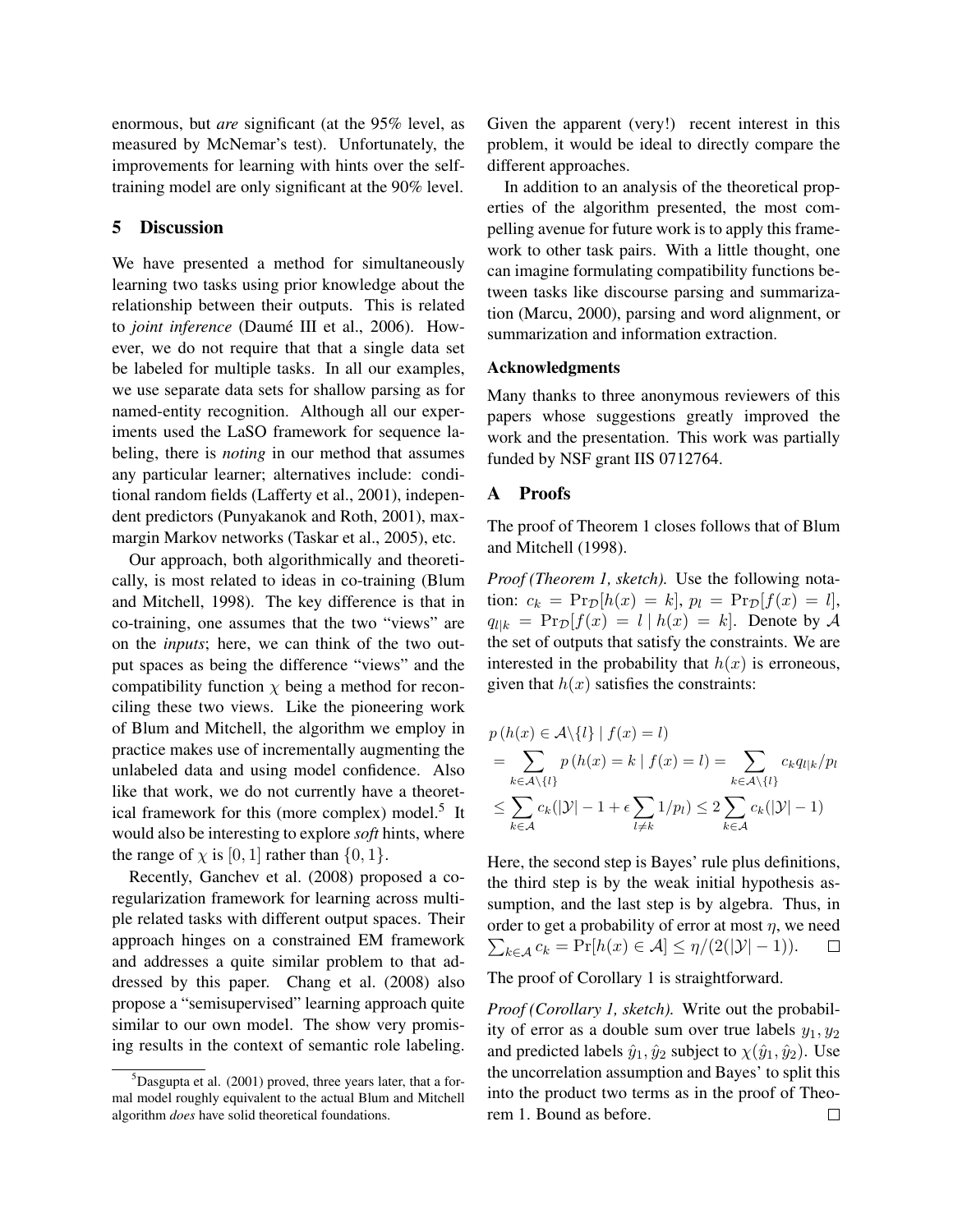enormous, but *are* significant (at the 95% level, as measured by McNemar's test). Unfortunately, the improvements for learning with hints over the self-training model are only significant at the 90% level.

## 5 Discussion

We have presented a method for simultaneously learning two tasks using prior knowledge about the relationship between their outputs. This is related to *joint inference* (Daumé III et al., 2006). However, we do not require that that a single data set be labeled for multiple tasks. In all our examples, we use separate data sets for shallow parsing as for named-entity recognition. Although all our experiments used the LaSO framework for sequence labeling, there is *noting* in our method that assumes any particular learner; alternatives include: conditional random fields (Lafferty et al., 2001), independent predictors (Punyakanok and Roth, 2001), max-margin Markov networks (Taskar et al., 2005), etc.

Our approach, both algorithmically and theoretically, is most related to ideas in co-training (Blum and Mitchell, 1998). The key difference is that in co-training, one assumes that the two "views" are on the *inputs*; here, we can think of the two output spaces as being the difference "views" and the compatibility function $\chi$ being a method for reconciling these two views. Like the pioneering work of Blum and Mitchell, the algorithm we employ in practice makes use of incrementally augmenting the unlabeled data and using model confidence. Also like that work, we do not currently have a theoretical framework for this (more complex) model.[5] It would also be interesting to explore *soft* hints, where the range of $\chi$ is $[0, 1]$ rather than $\{0, 1\}$.

Recently, Ganchev et al. (2008) proposed a co-regularization framework for learning across multiple related tasks with different output spaces. Their approach hinges on a constrained EM framework and addresses a quite similar problem to that addressed by this paper. Chang et al. (2008) also propose a "semisupervised" learning approach quite similar to our own model. The show very promising results in the context of semantic role labeling. Given the apparent (very!) recent interest in this problem, it would be ideal to directly compare the different approaches.

In addition to an analysis of the theoretical properties of the algorithm presented, the most compelling avenue for future work is to apply this framework to other task pairs. With a little thought, one can imagine formulating compatibility functions between tasks like discourse parsing and summarization (Marcu, 2000), parsing and word alignment, or summarization and information extraction.

[5] Dasgupta et al. (2001) proved, three years later, that a formal model roughly equivalent to the actual Blum and Mitchell algorithm *does* have solid theoretical foundations.

### Acknowledgments

Many thanks to three anonymous reviewers of this papers whose suggestions greatly improved the work and the presentation. This work was partially funded by NSF grant IIS 0712764.

## A Proofs

The proof of Theorem 1 closes follows that of Blum and Mitchell (1998).

*Proof (Theorem 1, sketch).* Use the following notation: $c_k = \Pr_{\mathcal{D}}[h(x) = k]$, $p_l = \Pr_{\mathcal{D}}[f(x) = l]$, $q_{l|k} = \Pr_{\mathcal{D}}[f(x) = l \mid h(x) = k]$. Denote by $\mathcal{A}$ the set of outputs that satisfy the constraints. We are interested in the probability that $h(x)$ is erroneous, given that $h(x)$ satisfies the constraints:

$$
\begin{aligned}
& p\left(h(x) \in \mathcal{A}\backslash\{l\} \mid f(x) = l\right) \\
&= \sum_{k \in \mathcal{A}\backslash\{l\}} p\left(h(x) = k \mid f(x) = l\right) = \sum_{k \in \mathcal{A}\backslash\{l\}} c_k q_{l|k}/p_l \\
&\leq \sum_{k \in \mathcal{A}} c_k (|\mathcal{Y}| - 1 + \epsilon \sum_{l \neq k} 1/p_l) \leq 2 \sum_{k \in \mathcal{A}} c_k (|\mathcal{Y}| - 1)
\end{aligned}
$$

Here, the second step is Bayes' rule plus definitions, the third step is by the weak initial hypothesis assumption, and the last step is by algebra. Thus, in order to get a probability of error at most $\eta$, we need $\sum_{k \in \mathcal{A}} c_k = \Pr[h(x) \in \mathcal{A}] \leq \eta/(2(|\mathcal{Y}| - 1))$. □

The proof of Corollary 1 is straightforward.

*Proof (Corollary 1, sketch).* Write out the probability of error as a double sum over true labels $y_1, y_2$ and predicted labels $\hat{y}_1, \hat{y}_2$ subject to $\chi(\hat{y}_1, \hat{y}_2)$. Use the uncorrelation assumption and Bayes' to split this into the product two terms as in the proof of Theorem 1. Bound as before. □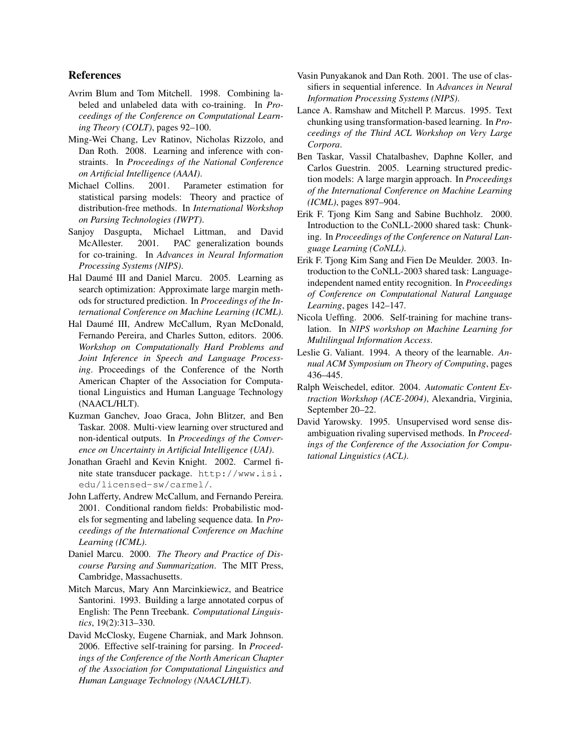## References

Avrim Blum and Tom Mitchell. 1998. Combining labeled and unlabeled data with co-training. In *Proceedings of the Conference on Computational Learning Theory (COLT)*, pages 92–100.

Ming-Wei Chang, Lev Ratinov, Nicholas Rizzolo, and Dan Roth. 2008. Learning and inference with constraints. In *Proceedings of the National Conference on Artificial Intelligence (AAAI)*.

Michael Collins. 2001. Parameter estimation for statistical parsing models: Theory and practice of distribution-free methods. In *International Workshop on Parsing Technologies (IWPT)*.

Sanjoy Dasgupta, Michael Littman, and David McAllester. 2001. PAC generalization bounds for co-training. In *Advances in Neural Information Processing Systems (NIPS)*.

Hal Daumé III and Daniel Marcu. 2005. Learning as search optimization: Approximate large margin methods for structured prediction. In *Proceedings of the International Conference on Machine Learning (ICML)*.

Hal Daumé III, Andrew McCallum, Ryan McDonald, Fernando Pereira, and Charles Sutton, editors. 2006. *Workshop on Computationally Hard Problems and Joint Inference in Speech and Language Processing*. Proceedings of the Conference of the North American Chapter of the Association for Computational Linguistics and Human Language Technology (NAACL/HLT).

Kuzman Ganchev, Joao Graca, John Blitzer, and Ben Taskar. 2008. Multi-view learning over structured and non-identical outputs. In *Proceedings of the Converence on Uncertainty in Artificial Intelligence (UAI)*.

Jonathan Graehl and Kevin Knight. 2002. Carmel finite state transducer package. http://www.isi.edu/licensed-sw/carmel/.

John Lafferty, Andrew McCallum, and Fernando Pereira. 2001. Conditional random fields: Probabilistic models for segmenting and labeling sequence data. In *Proceedings of the International Conference on Machine Learning (ICML)*.

Daniel Marcu. 2000. *The Theory and Practice of Discourse Parsing and Summarization*. The MIT Press, Cambridge, Massachusetts.

Mitch Marcus, Mary Ann Marcinkiewicz, and Beatrice Santorini. 1993. Building a large annotated corpus of English: The Penn Treebank. *Computational Linguistics*, 19(2):313–330.

David McClosky, Eugene Charniak, and Mark Johnson. 2006. Effective self-training for parsing. In *Proceedings of the Conference of the North American Chapter of the Association for Computational Linguistics and Human Language Technology (NAACL/HLT)*.

Vasin Punyakanok and Dan Roth. 2001. The use of classifiers in sequential inference. In *Advances in Neural Information Processing Systems (NIPS)*.

Lance A. Ramshaw and Mitchell P. Marcus. 1995. Text chunking using transformation-based learning. In *Proceedings of the Third ACL Workshop on Very Large Corpora*.

Ben Taskar, Vassil Chatalbashev, Daphne Koller, and Carlos Guestrin. 2005. Learning structured prediction models: A large margin approach. In *Proceedings of the International Conference on Machine Learning (ICML)*, pages 897–904.

Erik F. Tjong Kim Sang and Sabine Buchholz. 2000. Introduction to the CoNLL-2000 shared task: Chunking. In *Proceedings of the Conference on Natural Language Learning (CoNLL)*.

Erik F. Tjong Kim Sang and Fien De Meulder. 2003. Introduction to the CoNLL-2003 shared task: Language-independent named entity recognition. In *Proceedings of Conference on Computational Natural Language Learning*, pages 142–147.

Nicola Ueffing. 2006. Self-training for machine translation. In *NIPS workshop on Machine Learning for Multilingual Information Access*.

Leslie G. Valiant. 1994. A theory of the learnable. *Annual ACM Symposium on Theory of Computing*, pages 436–445.

Ralph Weischedel, editor. 2004. *Automatic Content Extraction Workshop (ACE-2004)*, Alexandria, Virginia, September 20–22.

David Yarowsky. 1995. Unsupervised word sense disambiguation rivaling supervised methods. In *Proceedings of the Conference of the Association for Computational Linguistics (ACL)*.